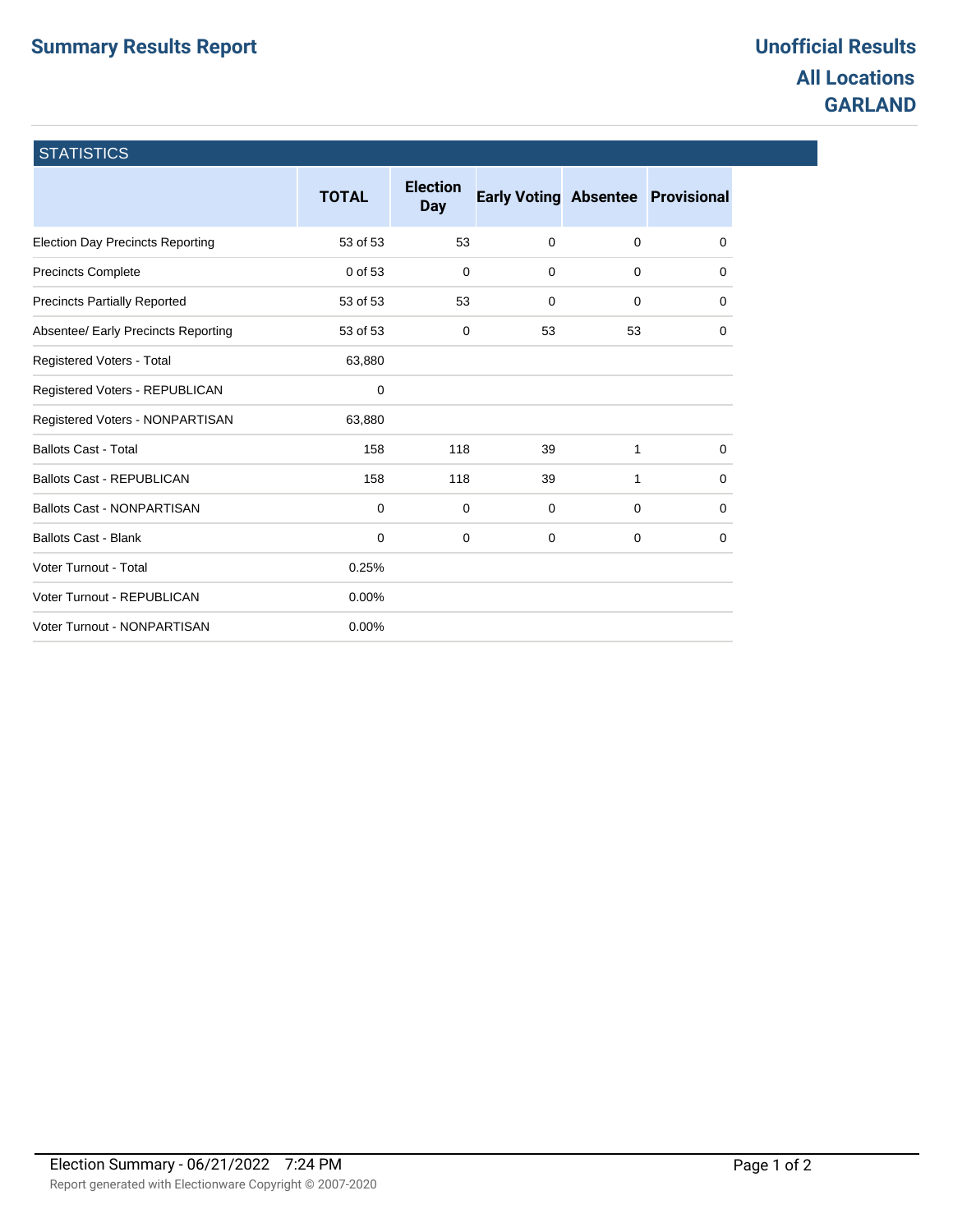# Summary Results Report

## Unofficial Results
## All Locations
## GARLAND

### STATISTICS

| | TOTAL | Election Day | Early Voting | Absentee | Provisional |
|---|---|---|---|---|---|
| Election Day Precincts Reporting | 53 of 53 | 53 | 0 | 0 | 0 |
| Precincts Complete | 0 of 53 | 0 | 0 | 0 | 0 |
| Precincts Partially Reported | 53 of 53 | 53 | 0 | 0 | 0 |
| Absentee/ Early Precincts Reporting | 53 of 53 | 0 | 53 | 53 | 0 |
| Registered Voters - Total | 63,880 | | | | |
| Registered Voters - REPUBLICAN | 0 | | | | |
| Registered Voters - NONPARTISAN | 63,880 | | | | |
| Ballots Cast - Total | 158 | 118 | 39 | 1 | 0 |
| Ballots Cast - REPUBLICAN | 158 | 118 | 39 | 1 | 0 |
| Ballots Cast - NONPARTISAN | 0 | 0 | 0 | 0 | 0 |
| Ballots Cast - Blank | 0 | 0 | 0 | 0 | 0 |
| Voter Turnout - Total | 0.25% | | | | |
| Voter Turnout - REPUBLICAN | 0.00% | | | | |
| Voter Turnout - NONPARTISAN | 0.00% | | | | |

Election Summary - 06/21/2022 7:24 PM

Report generated with Electionware Copyright © 2007-2020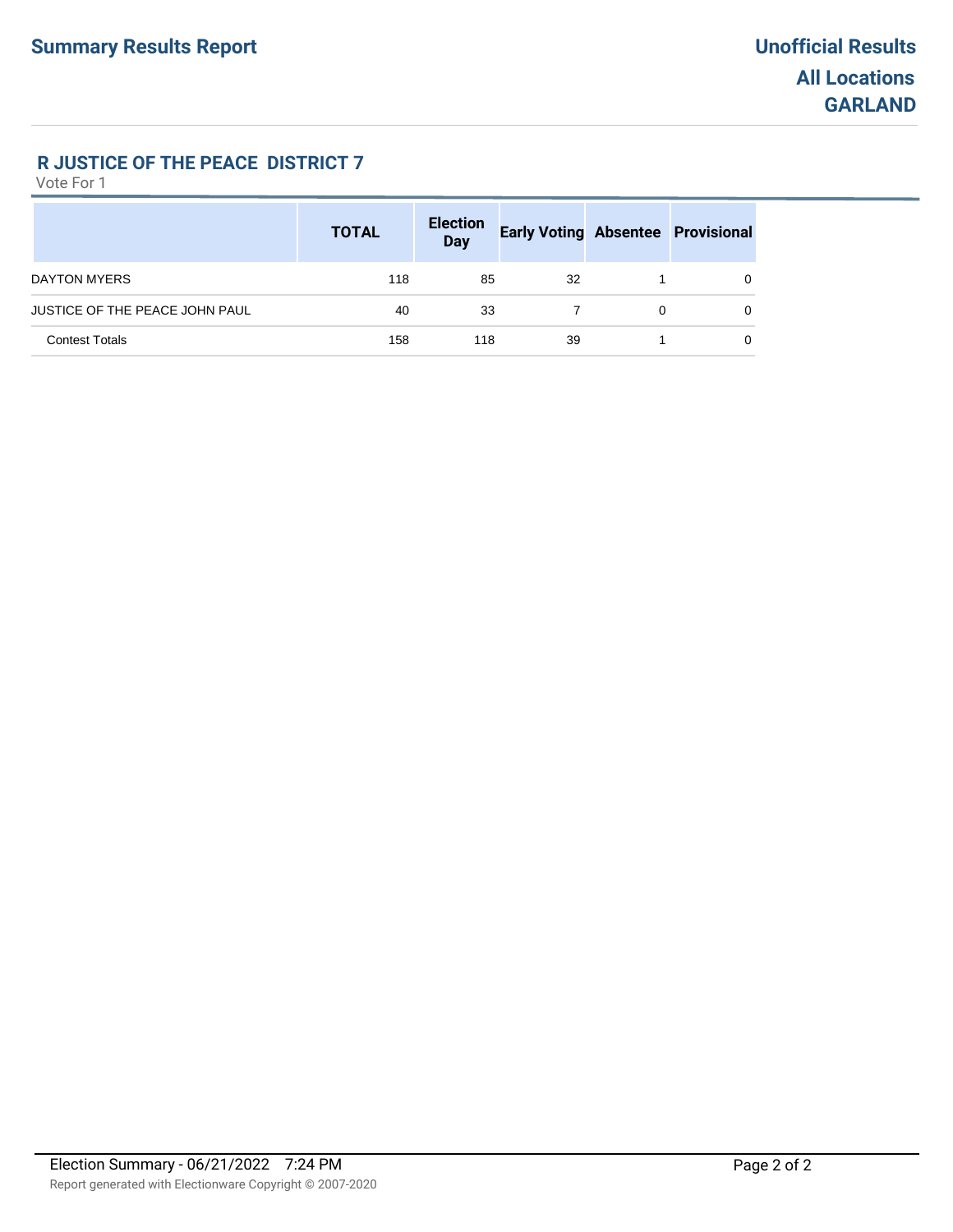## Summary Results Report

**Unofficial Results**
**All Locations**
**GARLAND**

### R JUSTICE OF THE PEACE DISTRICT 7

Vote For 1

| | TOTAL | Election Day | Early Voting | Absentee | Provisional |
|---|---|---|---|---|---|
| DAYTON MYERS | 118 | 85 | 32 | 1 | 0 |
| JUSTICE OF THE PEACE JOHN PAUL | 40 | 33 | 7 | 0 | 0 |
| Contest Totals | 158 | 118 | 39 | 1 | 0 |

Election Summary - 06/21/2022 7:24 PM

Report generated with Electionware Copyright © 2007-2020